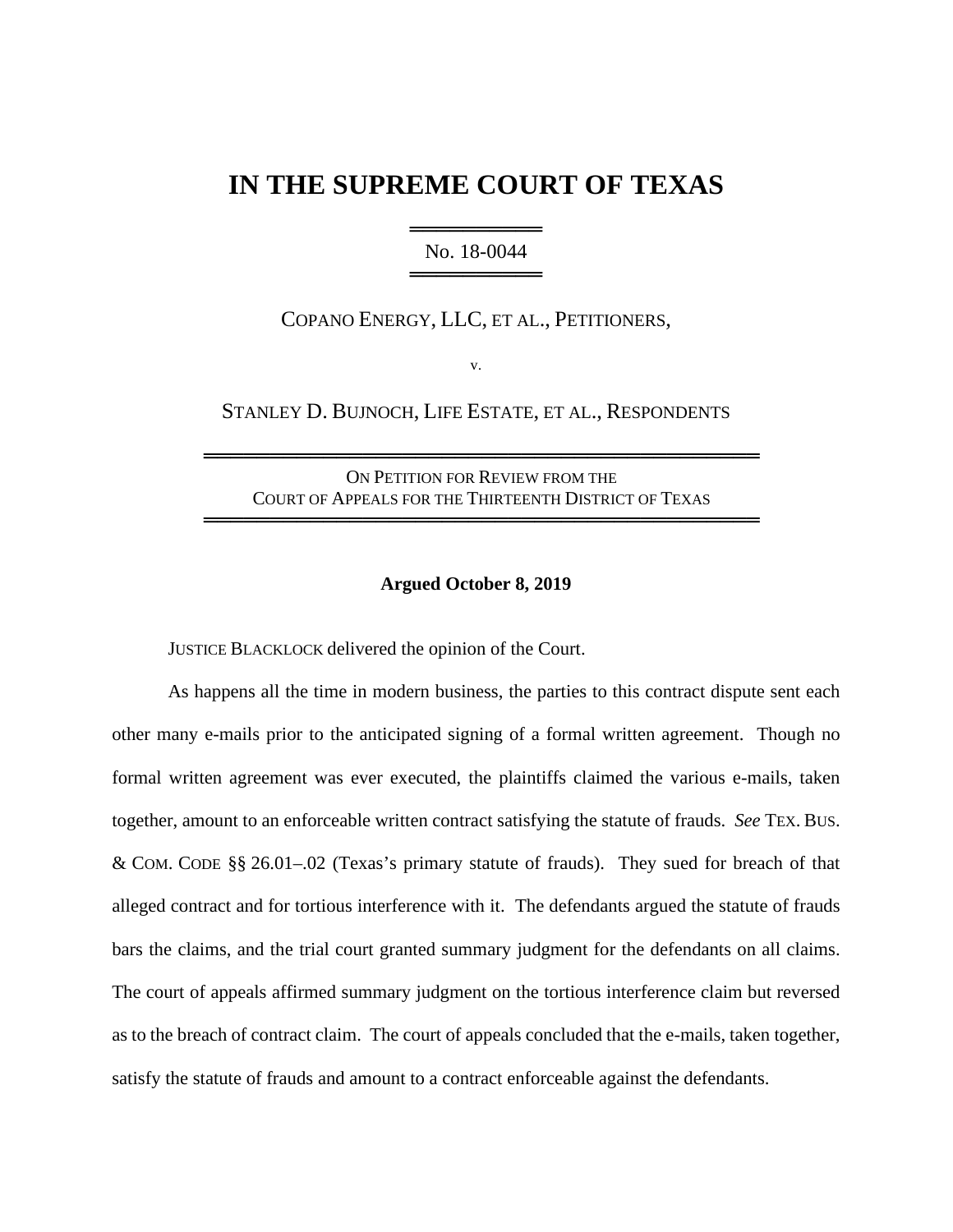# IN THE SUPREME COURT OF TEXAS

No. 18-0044

COPANO ENERGY, LLC, ET AL., PETITIONERS,

v.

STANLEY D. BUJNOCH, LIFE ESTATE, ET AL., RESPONDENTS

ON PETITION FOR REVIEW FROM THE
COURT OF APPEALS FOR THE THIRTEENTH DISTRICT OF TEXAS

**Argued October 8, 2019**

JUSTICE BLACKLOCK delivered the opinion of the Court.

As happens all the time in modern business, the parties to this contract dispute sent each other many e-mails prior to the anticipated signing of a formal written agreement. Though no formal written agreement was ever executed, the plaintiffs claimed the various e-mails, taken together, amount to an enforceable written contract satisfying the statute of frauds. *See* TEX. BUS. & COM. CODE §§ 26.01–.02 (Texas's primary statute of frauds). They sued for breach of that alleged contract and for tortious interference with it. The defendants argued the statute of frauds bars the claims, and the trial court granted summary judgment for the defendants on all claims. The court of appeals affirmed summary judgment on the tortious interference claim but reversed as to the breach of contract claim. The court of appeals concluded that the e-mails, taken together, satisfy the statute of frauds and amount to a contract enforceable against the defendants.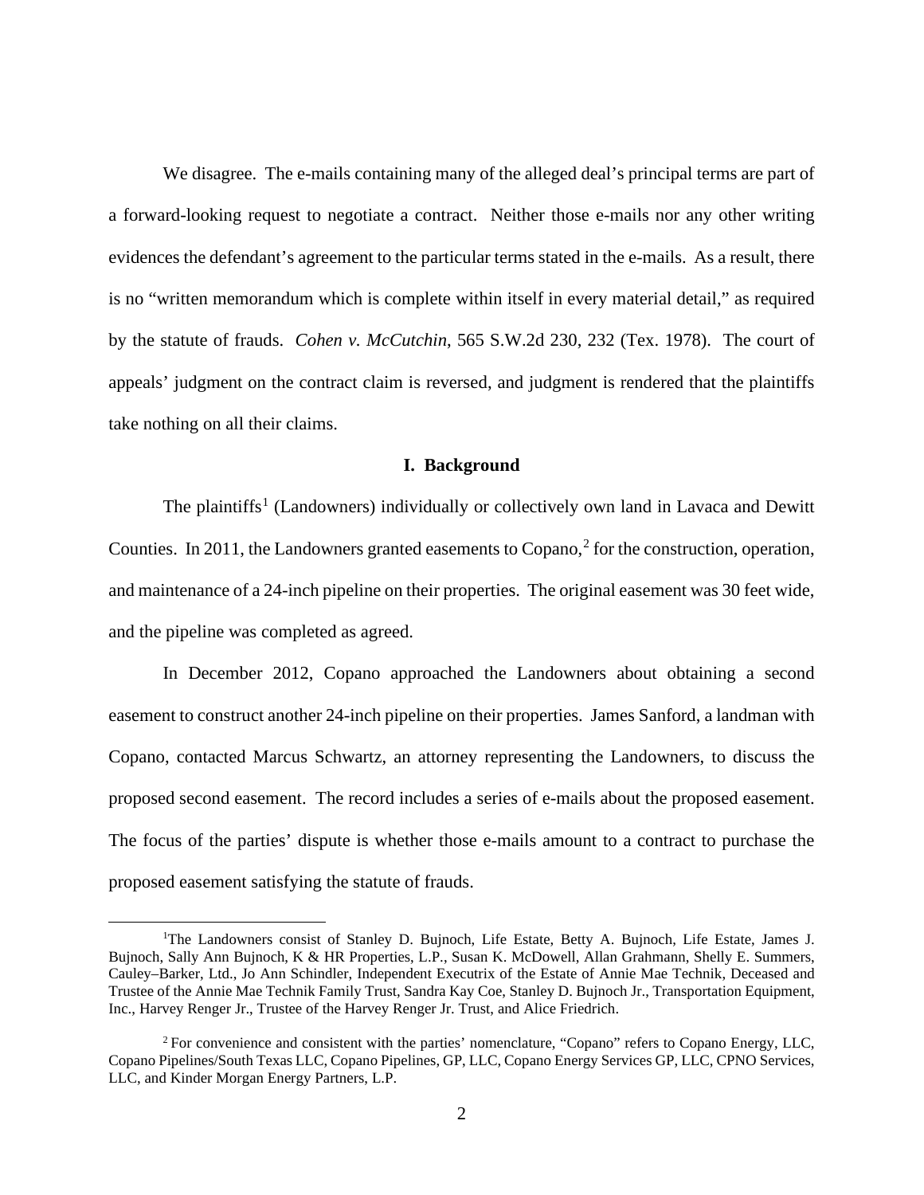We disagree. The e-mails containing many of the alleged deal's principal terms are part of a forward-looking request to negotiate a contract. Neither those e-mails nor any other writing evidences the defendant's agreement to the particular terms stated in the e-mails. As a result, there is no "written memorandum which is complete within itself in every material detail," as required by the statute of frauds. *Cohen v. McCutchin*, 565 S.W.2d 230, 232 (Tex. 1978). The court of appeals' judgment on the contract claim is reversed, and judgment is rendered that the plaintiffs take nothing on all their claims.

## I. Background

The plaintiffs[1] (Landowners) individually or collectively own land in Lavaca and Dewitt Counties. In 2011, the Landowners granted easements to Copano,[2] for the construction, operation, and maintenance of a 24-inch pipeline on their properties. The original easement was 30 feet wide, and the pipeline was completed as agreed.

In December 2012, Copano approached the Landowners about obtaining a second easement to construct another 24-inch pipeline on their properties. James Sanford, a landman with Copano, contacted Marcus Schwartz, an attorney representing the Landowners, to discuss the proposed second easement. The record includes a series of e-mails about the proposed easement. The focus of the parties' dispute is whether those e-mails amount to a contract to purchase the proposed easement satisfying the statute of frauds.

---

[1]The Landowners consist of Stanley D. Bujnoch, Life Estate, Betty A. Bujnoch, Life Estate, James J. Bujnoch, Sally Ann Bujnoch, K & HR Properties, L.P., Susan K. McDowell, Allan Grahmann, Shelly E. Summers, Cauley–Barker, Ltd., Jo Ann Schindler, Independent Executrix of the Estate of Annie Mae Technik, Deceased and Trustee of the Annie Mae Technik Family Trust, Sandra Kay Coe, Stanley D. Bujnoch Jr., Transportation Equipment, Inc., Harvey Renger Jr., Trustee of the Harvey Renger Jr. Trust, and Alice Friedrich.

[2] For convenience and consistent with the parties' nomenclature, "Copano" refers to Copano Energy, LLC, Copano Pipelines/South Texas LLC, Copano Pipelines, GP, LLC, Copano Energy Services GP, LLC, CPNO Services, LLC, and Kinder Morgan Energy Partners, L.P.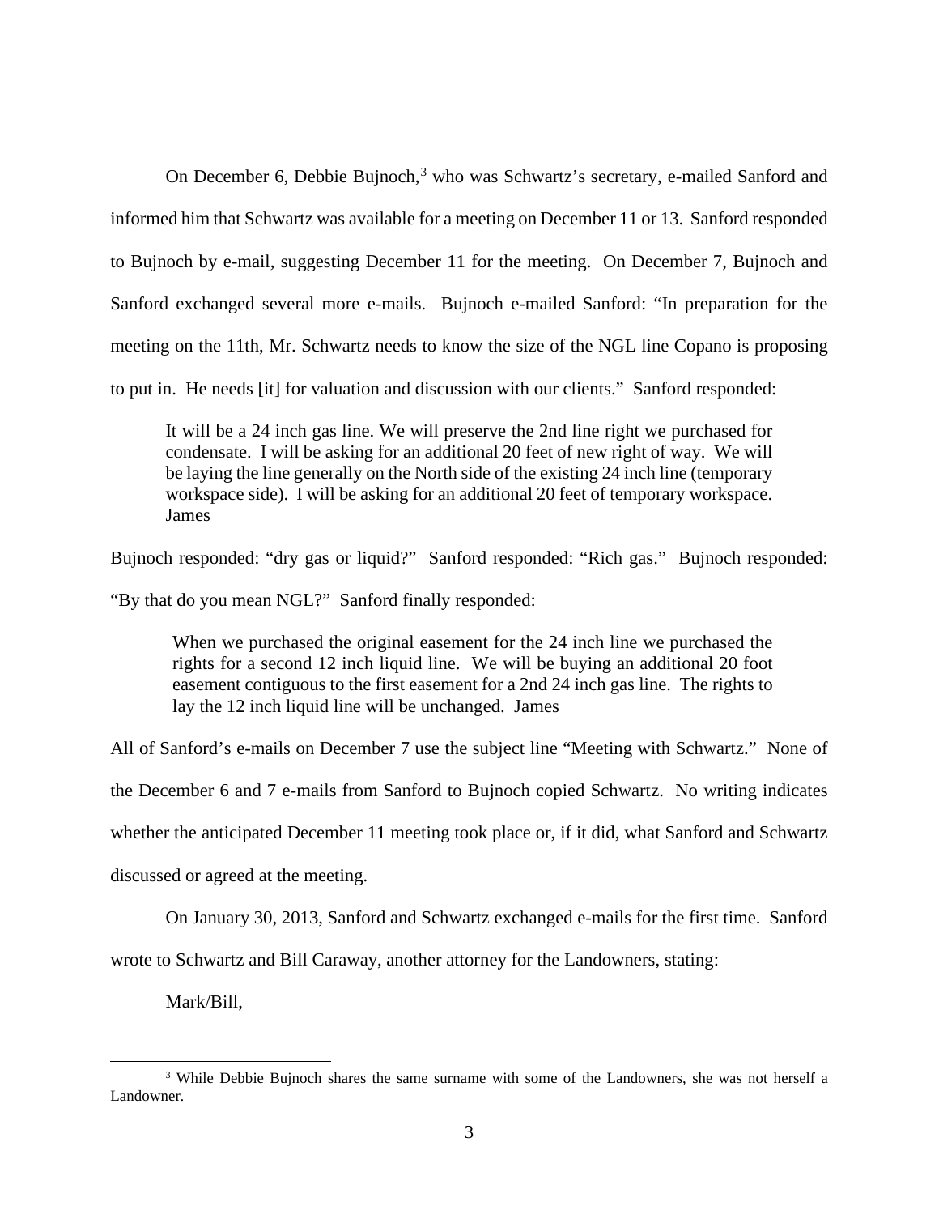On December 6, Debbie Bujnoch,[3] who was Schwartz's secretary, e-mailed Sanford and informed him that Schwartz was available for a meeting on December 11 or 13. Sanford responded to Bujnoch by e-mail, suggesting December 11 for the meeting. On December 7, Bujnoch and Sanford exchanged several more e-mails. Bujnoch e-mailed Sanford: "In preparation for the meeting on the 11th, Mr. Schwartz needs to know the size of the NGL line Copano is proposing to put in. He needs [it] for valuation and discussion with our clients." Sanford responded:

> It will be a 24 inch gas line. We will preserve the 2nd line right we purchased for condensate. I will be asking for an additional 20 feet of new right of way. We will be laying the line generally on the North side of the existing 24 inch line (temporary workspace side). I will be asking for an additional 20 feet of temporary workspace. James

Bujnoch responded: "dry gas or liquid?" Sanford responded: "Rich gas." Bujnoch responded: "By that do you mean NGL?" Sanford finally responded:

> When we purchased the original easement for the 24 inch line we purchased the rights for a second 12 inch liquid line. We will be buying an additional 20 foot easement contiguous to the first easement for a 2nd 24 inch gas line. The rights to lay the 12 inch liquid line will be unchanged. James

All of Sanford's e-mails on December 7 use the subject line "Meeting with Schwartz." None of the December 6 and 7 e-mails from Sanford to Bujnoch copied Schwartz. No writing indicates whether the anticipated December 11 meeting took place or, if it did, what Sanford and Schwartz discussed or agreed at the meeting.

On January 30, 2013, Sanford and Schwartz exchanged e-mails for the first time. Sanford wrote to Schwartz and Bill Caraway, another attorney for the Landowners, stating:

> Mark/Bill,

[3] While Debbie Bujnoch shares the same surname with some of the Landowners, she was not herself a Landowner.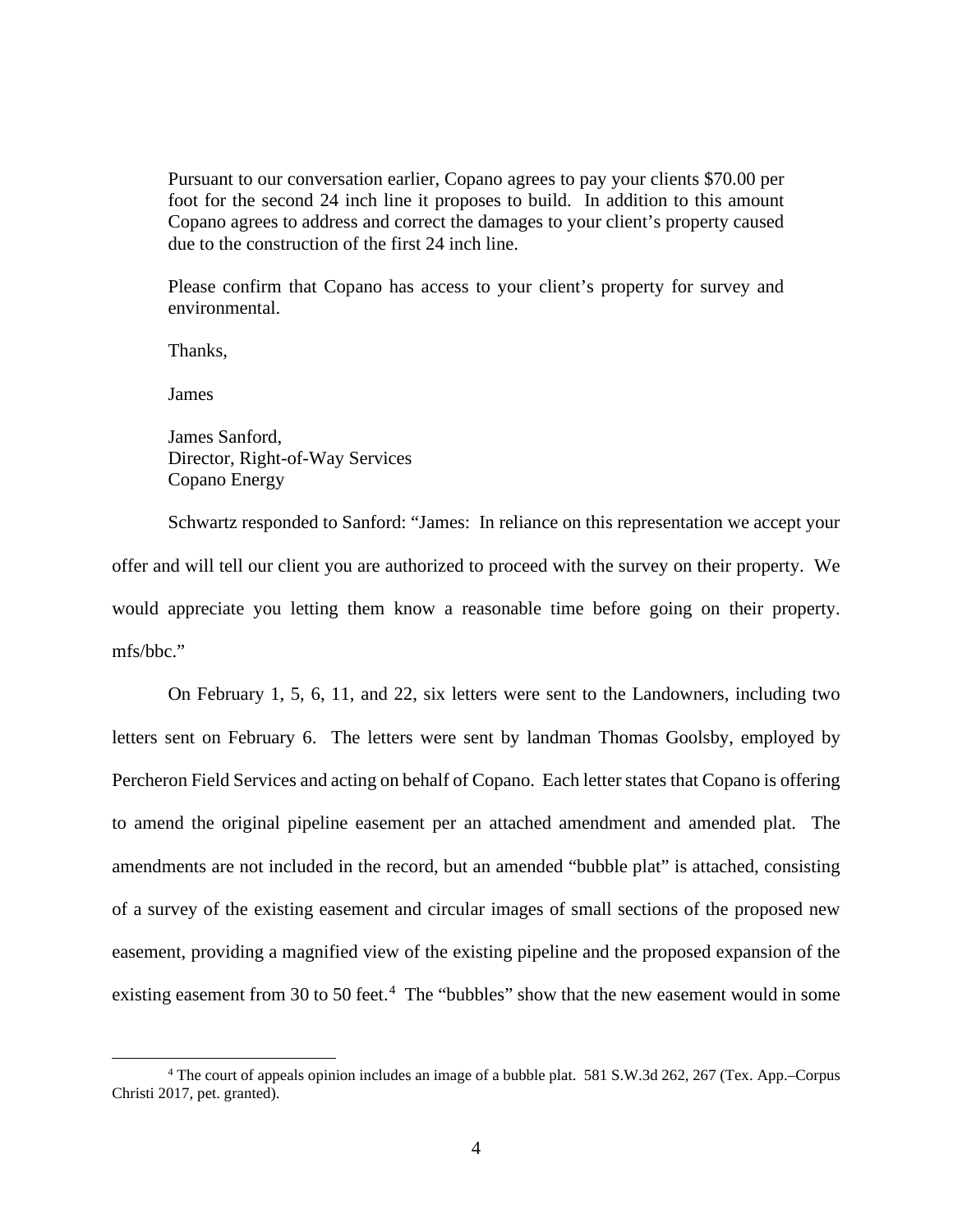> Pursuant to our conversation earlier, Copano agrees to pay your clients $70.00 per foot for the second 24 inch line it proposes to build. In addition to this amount Copano agrees to address and correct the damages to your client's property caused due to the construction of the first 24 inch line.
>
> Please confirm that Copano has access to your client's property for survey and environmental.
>
> Thanks,
>
> James
>
> James Sanford,
> Director, Right-of-Way Services
> Copano Energy

Schwartz responded to Sanford: "James: In reliance on this representation we accept your offer and will tell our client you are authorized to proceed with the survey on their property. We would appreciate you letting them know a reasonable time before going on their property. mfs/bbc."

On February 1, 5, 6, 11, and 22, six letters were sent to the Landowners, including two letters sent on February 6. The letters were sent by landman Thomas Goolsby, employed by Percheron Field Services and acting on behalf of Copano. Each letter states that Copano is offering to amend the original pipeline easement per an attached amendment and amended plat. The amendments are not included in the record, but an amended "bubble plat" is attached, consisting of a survey of the existing easement and circular images of small sections of the proposed new easement, providing a magnified view of the existing pipeline and the proposed expansion of the existing easement from 30 to 50 feet.[4] The "bubbles" show that the new easement would in some

[4] The court of appeals opinion includes an image of a bubble plat. 581 S.W.3d 262, 267 (Tex. App.–Corpus Christi 2017, pet. granted).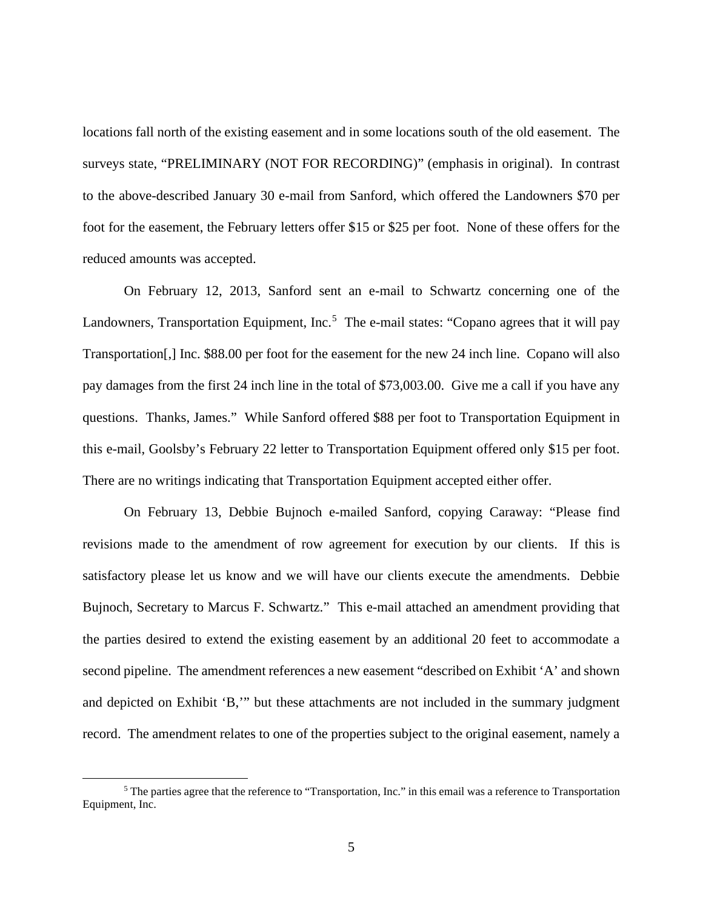locations fall north of the existing easement and in some locations south of the old easement. The surveys state, "PRELIMINARY (NOT FOR RECORDING)" (emphasis in original). In contrast to the above-described January 30 e-mail from Sanford, which offered the Landowners $70 per foot for the easement, the February letters offer $15 or $25 per foot. None of these offers for the reduced amounts was accepted.

On February 12, 2013, Sanford sent an e-mail to Schwartz concerning one of the Landowners, Transportation Equipment, Inc.[5] The e-mail states: "Copano agrees that it will pay Transportation[,] Inc. $88.00 per foot for the easement for the new 24 inch line. Copano will also pay damages from the first 24 inch line in the total of $73,003.00. Give me a call if you have any questions. Thanks, James." While Sanford offered $88 per foot to Transportation Equipment in this e-mail, Goolsby's February 22 letter to Transportation Equipment offered only $15 per foot. There are no writings indicating that Transportation Equipment accepted either offer.

On February 13, Debbie Bujnoch e-mailed Sanford, copying Caraway: "Please find revisions made to the amendment of row agreement for execution by our clients. If this is satisfactory please let us know and we will have our clients execute the amendments. Debbie Bujnoch, Secretary to Marcus F. Schwartz." This e-mail attached an amendment providing that the parties desired to extend the existing easement by an additional 20 feet to accommodate a second pipeline. The amendment references a new easement "described on Exhibit 'A' and shown and depicted on Exhibit 'B,'" but these attachments are not included in the summary judgment record. The amendment relates to one of the properties subject to the original easement, namely a

[5] The parties agree that the reference to "Transportation, Inc." in this email was a reference to Transportation Equipment, Inc.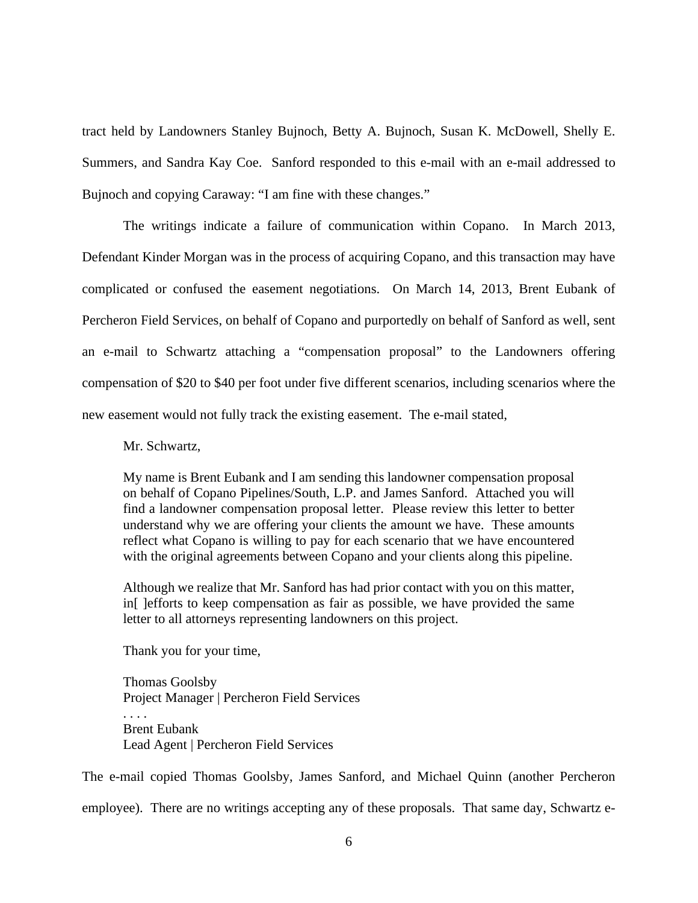tract held by Landowners Stanley Bujnoch, Betty A. Bujnoch, Susan K. McDowell, Shelly E. Summers, and Sandra Kay Coe. Sanford responded to this e-mail with an e-mail addressed to Bujnoch and copying Caraway: "I am fine with these changes."

The writings indicate a failure of communication within Copano. In March 2013, Defendant Kinder Morgan was in the process of acquiring Copano, and this transaction may have complicated or confused the easement negotiations. On March 14, 2013, Brent Eubank of Percheron Field Services, on behalf of Copano and purportedly on behalf of Sanford as well, sent an e-mail to Schwartz attaching a "compensation proposal" to the Landowners offering compensation of $20 to $40 per foot under five different scenarios, including scenarios where the new easement would not fully track the existing easement. The e-mail stated,

> Mr. Schwartz,
>
> My name is Brent Eubank and I am sending this landowner compensation proposal on behalf of Copano Pipelines/South, L.P. and James Sanford. Attached you will find a landowner compensation proposal letter. Please review this letter to better understand why we are offering your clients the amount we have. These amounts reflect what Copano is willing to pay for each scenario that we have encountered with the original agreements between Copano and your clients along this pipeline.
>
> Although we realize that Mr. Sanford has had prior contact with you on this matter, in[ ]efforts to keep compensation as fair as possible, we have provided the same letter to all attorneys representing landowners on this project.
>
> Thank you for your time,
>
> Thomas Goolsby
> Project Manager | Percheron Field Services
> . . . .
> Brent Eubank
> Lead Agent | Percheron Field Services

The e-mail copied Thomas Goolsby, James Sanford, and Michael Quinn (another Percheron employee). There are no writings accepting any of these proposals. That same day, Schwartz e-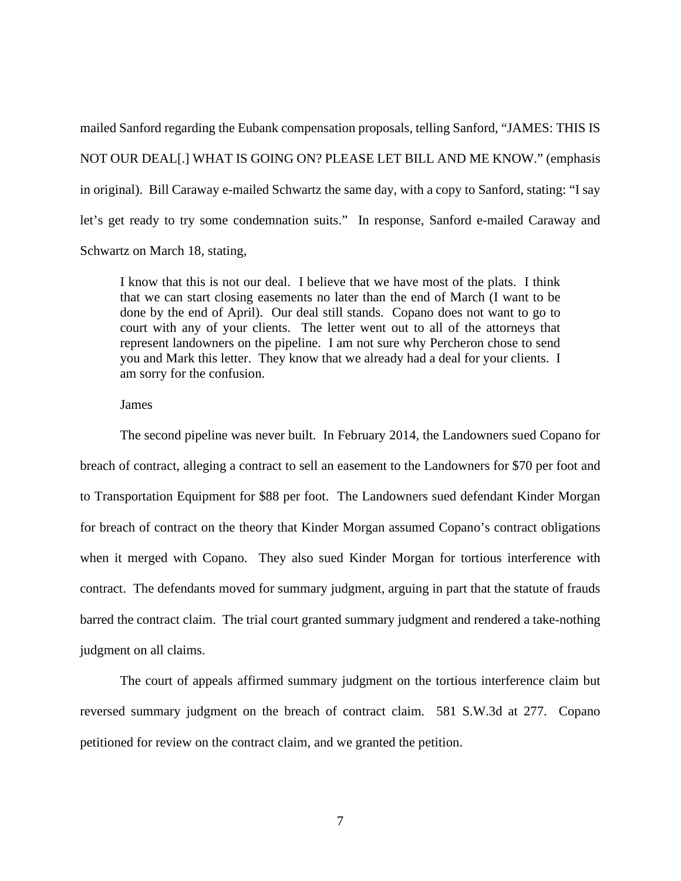mailed Sanford regarding the Eubank compensation proposals, telling Sanford, "JAMES: THIS IS NOT OUR DEAL[.] WHAT IS GOING ON? PLEASE LET BILL AND ME KNOW." (emphasis in original). Bill Caraway e-mailed Schwartz the same day, with a copy to Sanford, stating: "I say let's get ready to try some condemnation suits." In response, Sanford e-mailed Caraway and Schwartz on March 18, stating,

> I know that this is not our deal. I believe that we have most of the plats. I think that we can start closing easements no later than the end of March (I want to be done by the end of April). Our deal still stands. Copano does not want to go to court with any of your clients. The letter went out to all of the attorneys that represent landowners on the pipeline. I am not sure why Percheron chose to send you and Mark this letter. They know that we already had a deal for your clients. I am sorry for the confusion.
>
> James

The second pipeline was never built. In February 2014, the Landowners sued Copano for breach of contract, alleging a contract to sell an easement to the Landowners for $70 per foot and to Transportation Equipment for $88 per foot. The Landowners sued defendant Kinder Morgan for breach of contract on the theory that Kinder Morgan assumed Copano's contract obligations when it merged with Copano. They also sued Kinder Morgan for tortious interference with contract. The defendants moved for summary judgment, arguing in part that the statute of frauds barred the contract claim. The trial court granted summary judgment and rendered a take-nothing judgment on all claims.

The court of appeals affirmed summary judgment on the tortious interference claim but reversed summary judgment on the breach of contract claim. 581 S.W.3d at 277. Copano petitioned for review on the contract claim, and we granted the petition.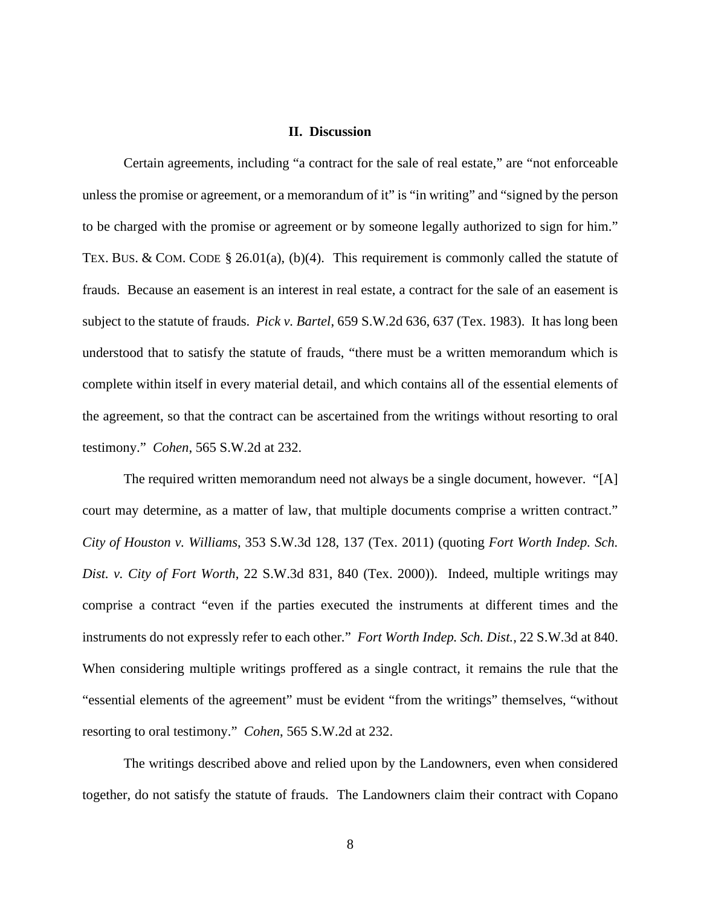## II. Discussion

Certain agreements, including "a contract for the sale of real estate," are "not enforceable unless the promise or agreement, or a memorandum of it" is "in writing" and "signed by the person to be charged with the promise or agreement or by someone legally authorized to sign for him." TEX. BUS. & COM. CODE § 26.01(a), (b)(4). This requirement is commonly called the statute of frauds. Because an easement is an interest in real estate, a contract for the sale of an easement is subject to the statute of frauds. *Pick v. Bartel*, 659 S.W.2d 636, 637 (Tex. 1983). It has long been understood that to satisfy the statute of frauds, "there must be a written memorandum which is complete within itself in every material detail, and which contains all of the essential elements of the agreement, so that the contract can be ascertained from the writings without resorting to oral testimony." *Cohen*, 565 S.W.2d at 232.

The required written memorandum need not always be a single document, however. "[A] court may determine, as a matter of law, that multiple documents comprise a written contract." *City of Houston v. Williams*, 353 S.W.3d 128, 137 (Tex. 2011) (quoting *Fort Worth Indep. Sch. Dist. v. City of Fort Worth*, 22 S.W.3d 831, 840 (Tex. 2000)). Indeed, multiple writings may comprise a contract "even if the parties executed the instruments at different times and the instruments do not expressly refer to each other." *Fort Worth Indep. Sch. Dist.*, 22 S.W.3d at 840. When considering multiple writings proffered as a single contract, it remains the rule that the "essential elements of the agreement" must be evident "from the writings" themselves, "without resorting to oral testimony." *Cohen*, 565 S.W.2d at 232.

The writings described above and relied upon by the Landowners, even when considered together, do not satisfy the statute of frauds. The Landowners claim their contract with Copano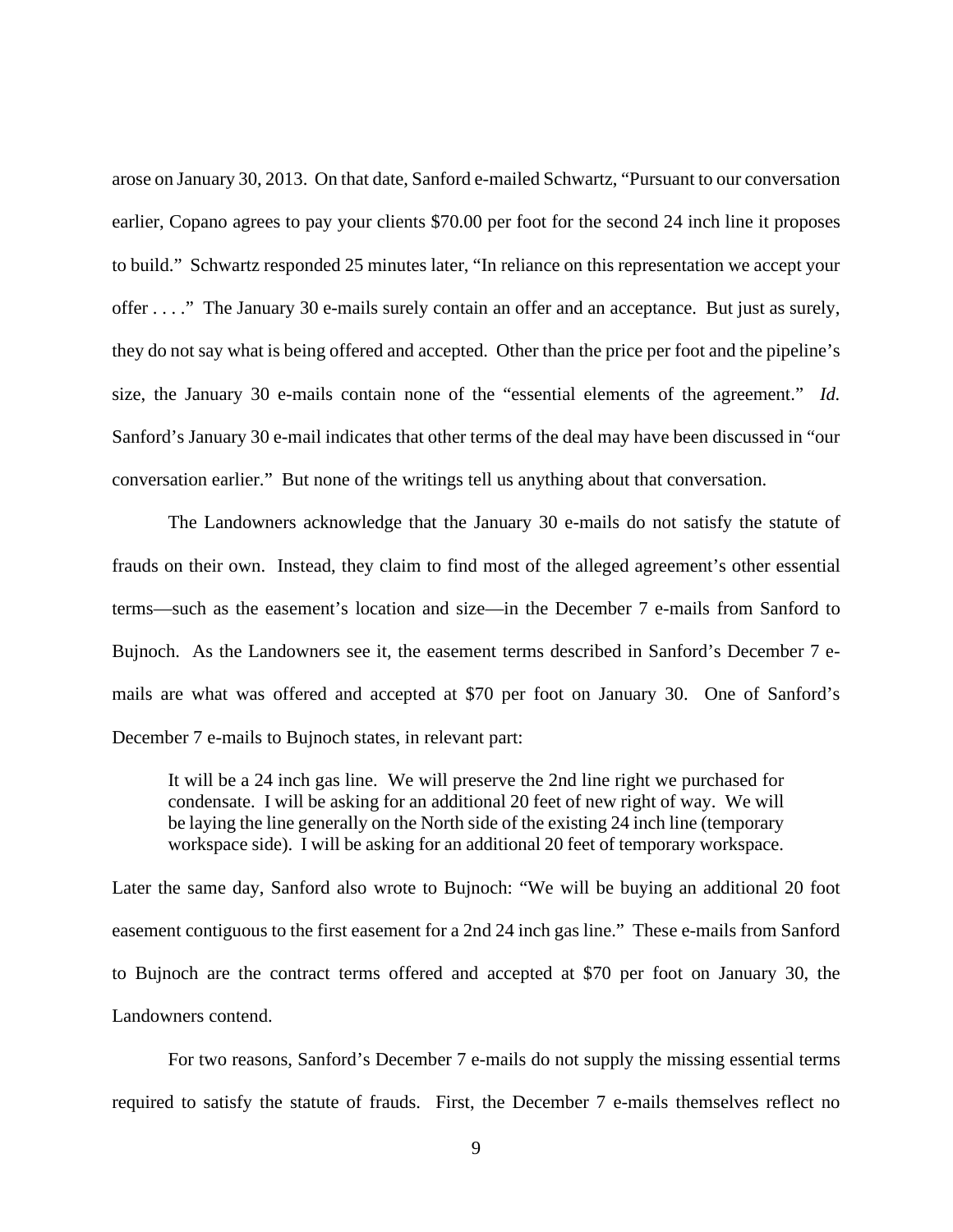arose on January 30, 2013. On that date, Sanford e-mailed Schwartz, "Pursuant to our conversation earlier, Copano agrees to pay your clients $70.00 per foot for the second 24 inch line it proposes to build." Schwartz responded 25 minutes later, "In reliance on this representation we accept your offer . . . ." The January 30 e-mails surely contain an offer and an acceptance. But just as surely, they do not say what is being offered and accepted. Other than the price per foot and the pipeline's size, the January 30 e-mails contain none of the "essential elements of the agreement." *Id.* Sanford's January 30 e-mail indicates that other terms of the deal may have been discussed in "our conversation earlier." But none of the writings tell us anything about that conversation.

The Landowners acknowledge that the January 30 e-mails do not satisfy the statute of frauds on their own. Instead, they claim to find most of the alleged agreement's other essential terms—such as the easement's location and size—in the December 7 e-mails from Sanford to Bujnoch. As the Landowners see it, the easement terms described in Sanford's December 7 e-mails are what was offered and accepted at $70 per foot on January 30. One of Sanford's December 7 e-mails to Bujnoch states, in relevant part:

> It will be a 24 inch gas line. We will preserve the 2nd line right we purchased for condensate. I will be asking for an additional 20 feet of new right of way. We will be laying the line generally on the North side of the existing 24 inch line (temporary workspace side). I will be asking for an additional 20 feet of temporary workspace.

Later the same day, Sanford also wrote to Bujnoch: "We will be buying an additional 20 foot easement contiguous to the first easement for a 2nd 24 inch gas line." These e-mails from Sanford to Bujnoch are the contract terms offered and accepted at $70 per foot on January 30, the Landowners contend.

For two reasons, Sanford's December 7 e-mails do not supply the missing essential terms required to satisfy the statute of frauds. First, the December 7 e-mails themselves reflect no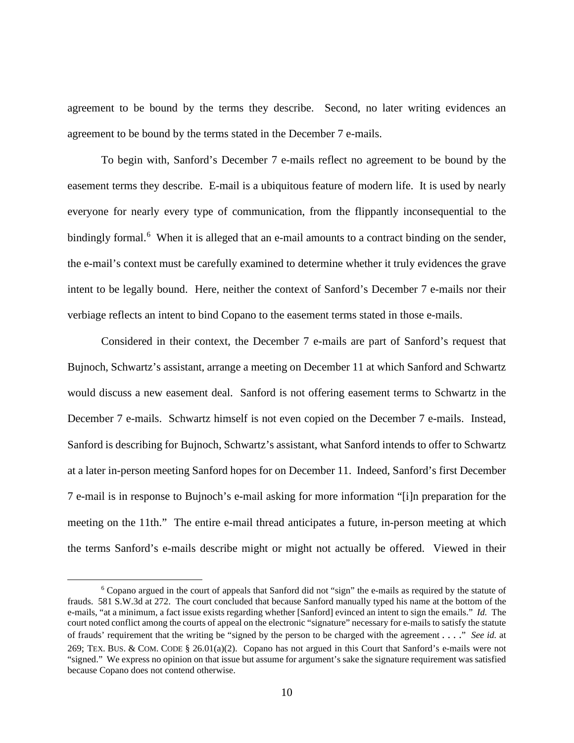agreement to be bound by the terms they describe. Second, no later writing evidences an agreement to be bound by the terms stated in the December 7 e-mails.

To begin with, Sanford's December 7 e-mails reflect no agreement to be bound by the easement terms they describe. E-mail is a ubiquitous feature of modern life. It is used by nearly everyone for nearly every type of communication, from the flippantly inconsequential to the bindingly formal.[6] When it is alleged that an e-mail amounts to a contract binding on the sender, the e-mail's context must be carefully examined to determine whether it truly evidences the grave intent to be legally bound. Here, neither the context of Sanford's December 7 e-mails nor their verbiage reflects an intent to bind Copano to the easement terms stated in those e-mails.

Considered in their context, the December 7 e-mails are part of Sanford's request that Bujnoch, Schwartz's assistant, arrange a meeting on December 11 at which Sanford and Schwartz would discuss a new easement deal. Sanford is not offering easement terms to Schwartz in the December 7 e-mails. Schwartz himself is not even copied on the December 7 e-mails. Instead, Sanford is describing for Bujnoch, Schwartz's assistant, what Sanford intends to offer to Schwartz at a later in-person meeting Sanford hopes for on December 11. Indeed, Sanford's first December 7 e-mail is in response to Bujnoch's e-mail asking for more information "[i]n preparation for the meeting on the 11th." The entire e-mail thread anticipates a future, in-person meeting at which the terms Sanford's e-mails describe might or might not actually be offered. Viewed in their

[6] Copano argued in the court of appeals that Sanford did not "sign" the e-mails as required by the statute of frauds. 581 S.W.3d at 272. The court concluded that because Sanford manually typed his name at the bottom of the e-mails, "at a minimum, a fact issue exists regarding whether [Sanford] evinced an intent to sign the emails." *Id.* The court noted conflict among the courts of appeal on the electronic "signature" necessary for e-mails to satisfy the statute of frauds' requirement that the writing be "signed by the person to be charged with the agreement . . . ." *See id.* at 269; TEX. BUS. & COM. CODE § 26.01(a)(2). Copano has not argued in this Court that Sanford's e-mails were not "signed." We express no opinion on that issue but assume for argument's sake the signature requirement was satisfied because Copano does not contend otherwise.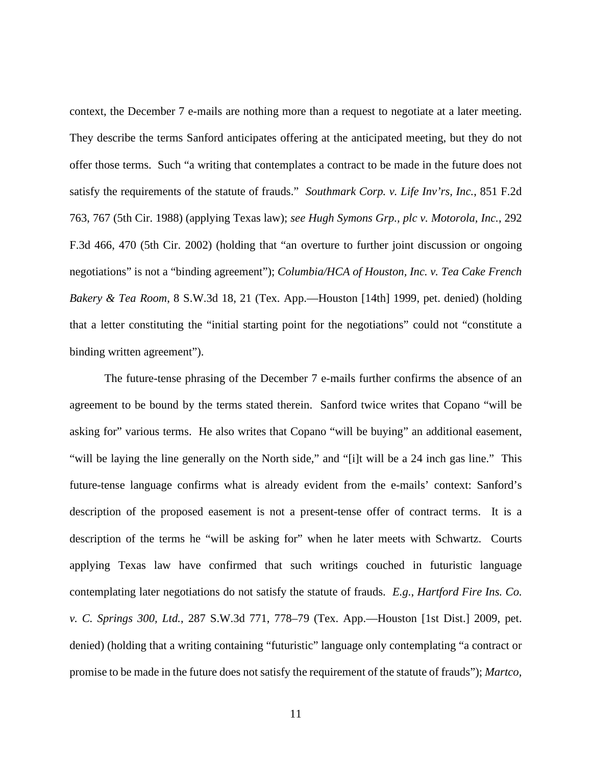context, the December 7 e-mails are nothing more than a request to negotiate at a later meeting. They describe the terms Sanford anticipates offering at the anticipated meeting, but they do not offer those terms. Such "a writing that contemplates a contract to be made in the future does not satisfy the requirements of the statute of frauds." *Southmark Corp. v. Life Inv'rs, Inc.*, 851 F.2d 763, 767 (5th Cir. 1988) (applying Texas law); *see Hugh Symons Grp., plc v. Motorola, Inc.*, 292 F.3d 466, 470 (5th Cir. 2002) (holding that "an overture to further joint discussion or ongoing negotiations" is not a "binding agreement"); *Columbia/HCA of Houston, Inc. v. Tea Cake French Bakery & Tea Room*, 8 S.W.3d 18, 21 (Tex. App.—Houston [14th] 1999, pet. denied) (holding that a letter constituting the "initial starting point for the negotiations" could not "constitute a binding written agreement").

The future-tense phrasing of the December 7 e-mails further confirms the absence of an agreement to be bound by the terms stated therein. Sanford twice writes that Copano "will be asking for" various terms. He also writes that Copano "will be buying" an additional easement, "will be laying the line generally on the North side," and "[i]t will be a 24 inch gas line." This future-tense language confirms what is already evident from the e-mails' context: Sanford's description of the proposed easement is not a present-tense offer of contract terms. It is a description of the terms he "will be asking for" when he later meets with Schwartz. Courts applying Texas law have confirmed that such writings couched in futuristic language contemplating later negotiations do not satisfy the statute of frauds. *E.g.*, *Hartford Fire Ins. Co. v. C. Springs 300, Ltd.*, 287 S.W.3d 771, 778–79 (Tex. App.—Houston [1st Dist.] 2009, pet. denied) (holding that a writing containing "futuristic" language only contemplating "a contract or promise to be made in the future does not satisfy the requirement of the statute of frauds"); *Martco,*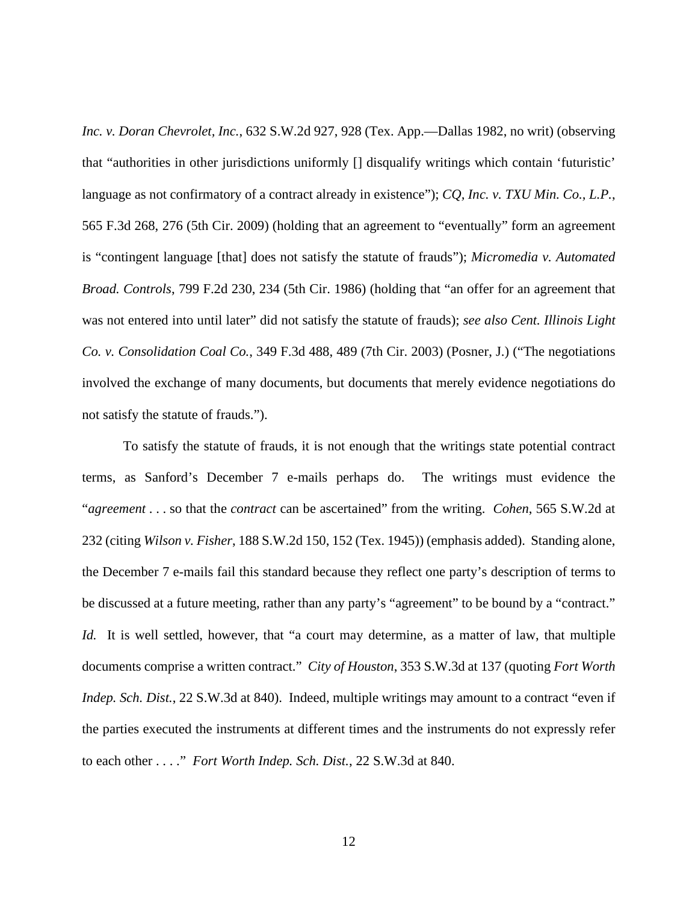*Inc. v. Doran Chevrolet, Inc.*, 632 S.W.2d 927, 928 (Tex. App.—Dallas 1982, no writ) (observing that "authorities in other jurisdictions uniformly [] disqualify writings which contain 'futuristic' language as not confirmatory of a contract already in existence"); *CQ, Inc. v. TXU Min. Co., L.P.*, 565 F.3d 268, 276 (5th Cir. 2009) (holding that an agreement to "eventually" form an agreement is "contingent language [that] does not satisfy the statute of frauds"); *Micromedia v. Automated Broad. Controls*, 799 F.2d 230, 234 (5th Cir. 1986) (holding that "an offer for an agreement that was not entered into until later" did not satisfy the statute of frauds); *see also Cent. Illinois Light Co. v. Consolidation Coal Co.*, 349 F.3d 488, 489 (7th Cir. 2003) (Posner, J.) ("The negotiations involved the exchange of many documents, but documents that merely evidence negotiations do not satisfy the statute of frauds.").

To satisfy the statute of frauds, it is not enough that the writings state potential contract terms, as Sanford's December 7 e-mails perhaps do. The writings must evidence the "*agreement* . . . so that the *contract* can be ascertained" from the writing. *Cohen*, 565 S.W.2d at 232 (citing *Wilson v. Fisher*, 188 S.W.2d 150, 152 (Tex. 1945)) (emphasis added). Standing alone, the December 7 e-mails fail this standard because they reflect one party's description of terms to be discussed at a future meeting, rather than any party's "agreement" to be bound by a "contract." *Id.* It is well settled, however, that "a court may determine, as a matter of law, that multiple documents comprise a written contract." *City of Houston*, 353 S.W.3d at 137 (quoting *Fort Worth Indep. Sch. Dist.*, 22 S.W.3d at 840). Indeed, multiple writings may amount to a contract "even if the parties executed the instruments at different times and the instruments do not expressly refer to each other . . . ." *Fort Worth Indep. Sch. Dist.*, 22 S.W.3d at 840.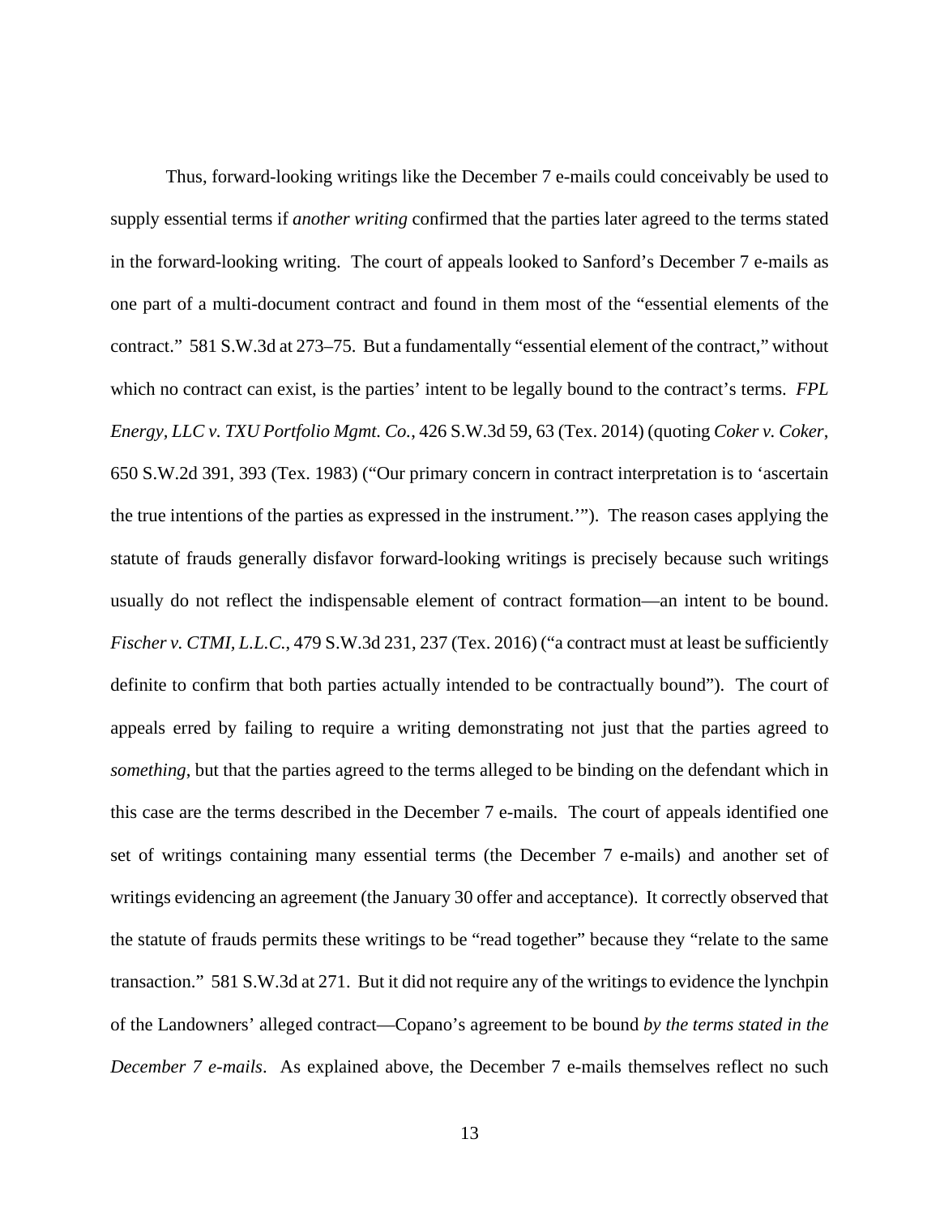Thus, forward-looking writings like the December 7 e-mails could conceivably be used to supply essential terms if *another writing* confirmed that the parties later agreed to the terms stated in the forward-looking writing. The court of appeals looked to Sanford's December 7 e-mails as one part of a multi-document contract and found in them most of the "essential elements of the contract." 581 S.W.3d at 273–75. But a fundamentally "essential element of the contract," without which no contract can exist, is the parties' intent to be legally bound to the contract's terms. *FPL Energy, LLC v. TXU Portfolio Mgmt. Co.*, 426 S.W.3d 59, 63 (Tex. 2014) (quoting *Coker v. Coker*, 650 S.W.2d 391, 393 (Tex. 1983) ("Our primary concern in contract interpretation is to 'ascertain the true intentions of the parties as expressed in the instrument.'"). The reason cases applying the statute of frauds generally disfavor forward-looking writings is precisely because such writings usually do not reflect the indispensable element of contract formation—an intent to be bound. *Fischer v. CTMI, L.L.C.*, 479 S.W.3d 231, 237 (Tex. 2016) ("a contract must at least be sufficiently definite to confirm that both parties actually intended to be contractually bound"). The court of appeals erred by failing to require a writing demonstrating not just that the parties agreed to *something*, but that the parties agreed to the terms alleged to be binding on the defendant which in this case are the terms described in the December 7 e-mails. The court of appeals identified one set of writings containing many essential terms (the December 7 e-mails) and another set of writings evidencing an agreement (the January 30 offer and acceptance). It correctly observed that the statute of frauds permits these writings to be "read together" because they "relate to the same transaction." 581 S.W.3d at 271. But it did not require any of the writings to evidence the lynchpin of the Landowners' alleged contract—Copano's agreement to be bound *by the terms stated in the December 7 e-mails*. As explained above, the December 7 e-mails themselves reflect no such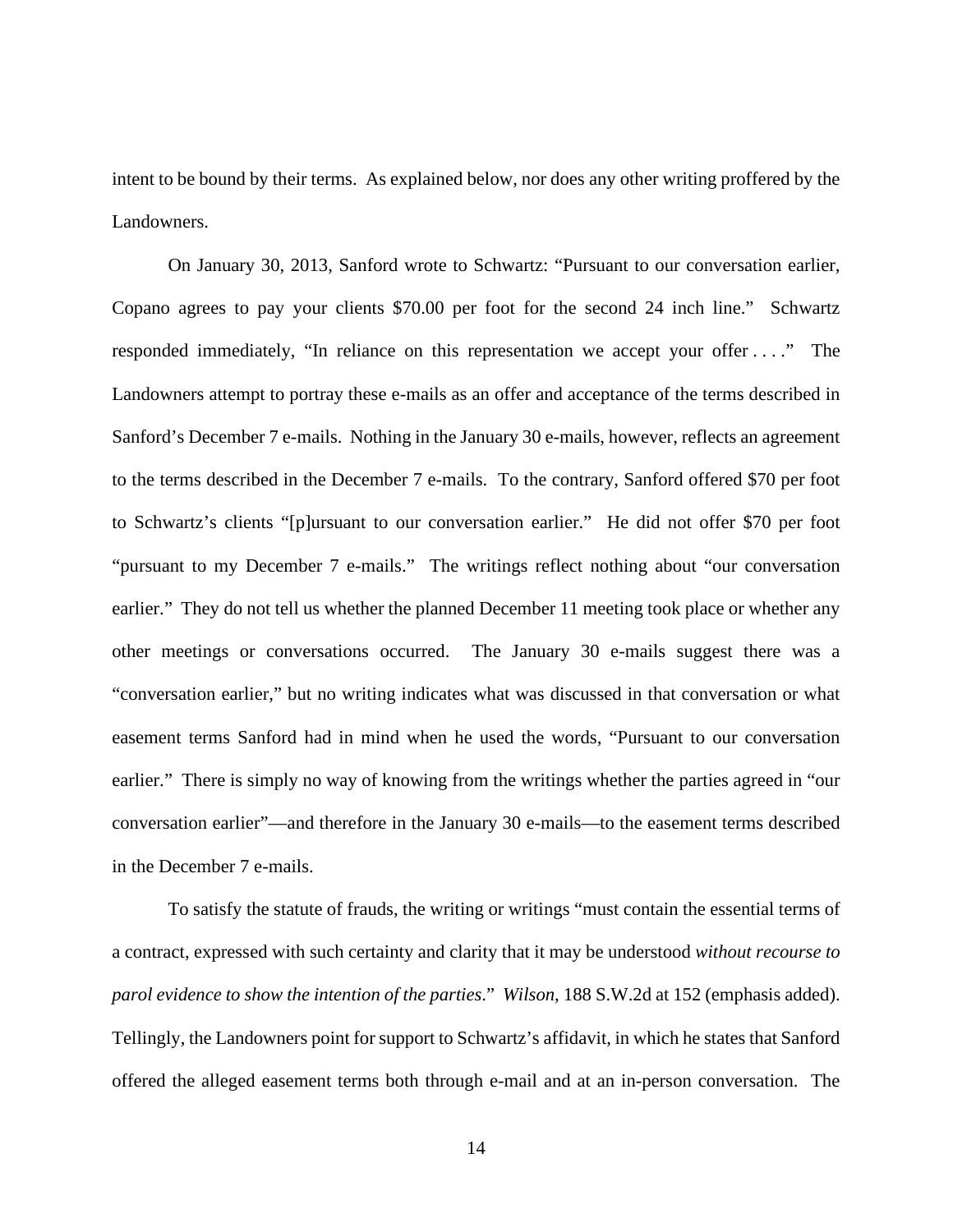intent to be bound by their terms. As explained below, nor does any other writing proffered by the Landowners.

On January 30, 2013, Sanford wrote to Schwartz: "Pursuant to our conversation earlier, Copano agrees to pay your clients $70.00 per foot for the second 24 inch line." Schwartz responded immediately, "In reliance on this representation we accept your offer . . . ." The Landowners attempt to portray these e-mails as an offer and acceptance of the terms described in Sanford's December 7 e-mails. Nothing in the January 30 e-mails, however, reflects an agreement to the terms described in the December 7 e-mails. To the contrary, Sanford offered $70 per foot to Schwartz's clients "[p]ursuant to our conversation earlier." He did not offer $70 per foot "pursuant to my December 7 e-mails." The writings reflect nothing about "our conversation earlier." They do not tell us whether the planned December 11 meeting took place or whether any other meetings or conversations occurred. The January 30 e-mails suggest there was a "conversation earlier," but no writing indicates what was discussed in that conversation or what easement terms Sanford had in mind when he used the words, "Pursuant to our conversation earlier." There is simply no way of knowing from the writings whether the parties agreed in "our conversation earlier"—and therefore in the January 30 e-mails—to the easement terms described in the December 7 e-mails.

To satisfy the statute of frauds, the writing or writings "must contain the essential terms of a contract, expressed with such certainty and clarity that it may be understood *without recourse to parol evidence to show the intention of the parties*." *Wilson*, 188 S.W.2d at 152 (emphasis added). Tellingly, the Landowners point for support to Schwartz's affidavit, in which he states that Sanford offered the alleged easement terms both through e-mail and at an in-person conversation. The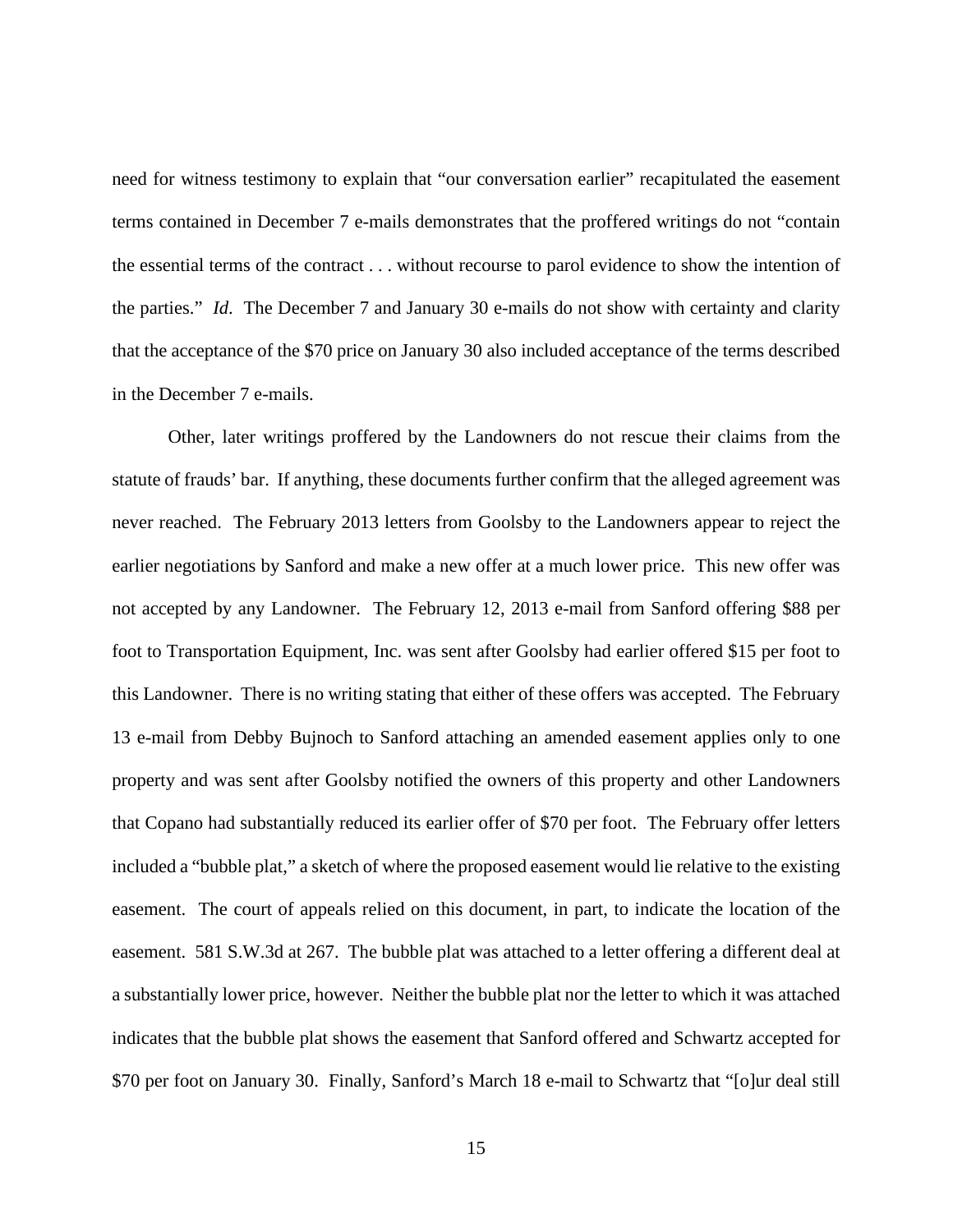need for witness testimony to explain that "our conversation earlier" recapitulated the easement terms contained in December 7 e-mails demonstrates that the proffered writings do not "contain the essential terms of the contract . . . without recourse to parol evidence to show the intention of the parties." *Id*. The December 7 and January 30 e-mails do not show with certainty and clarity that the acceptance of the $70 price on January 30 also included acceptance of the terms described in the December 7 e-mails.

Other, later writings proffered by the Landowners do not rescue their claims from the statute of frauds' bar. If anything, these documents further confirm that the alleged agreement was never reached. The February 2013 letters from Goolsby to the Landowners appear to reject the earlier negotiations by Sanford and make a new offer at a much lower price. This new offer was not accepted by any Landowner. The February 12, 2013 e-mail from Sanford offering $88 per foot to Transportation Equipment, Inc. was sent after Goolsby had earlier offered $15 per foot to this Landowner. There is no writing stating that either of these offers was accepted. The February 13 e-mail from Debby Bujnoch to Sanford attaching an amended easement applies only to one property and was sent after Goolsby notified the owners of this property and other Landowners that Copano had substantially reduced its earlier offer of $70 per foot. The February offer letters included a "bubble plat," a sketch of where the proposed easement would lie relative to the existing easement. The court of appeals relied on this document, in part, to indicate the location of the easement. 581 S.W.3d at 267. The bubble plat was attached to a letter offering a different deal at a substantially lower price, however. Neither the bubble plat nor the letter to which it was attached indicates that the bubble plat shows the easement that Sanford offered and Schwartz accepted for $70 per foot on January 30. Finally, Sanford's March 18 e-mail to Schwartz that "[o]ur deal still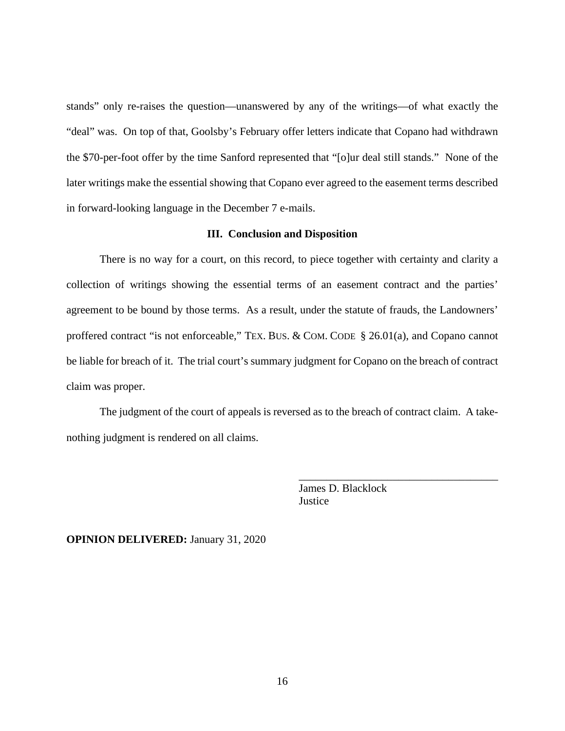stands" only re-raises the question—unanswered by any of the writings—of what exactly the "deal" was. On top of that, Goolsby's February offer letters indicate that Copano had withdrawn the $70-per-foot offer by the time Sanford represented that "[o]ur deal still stands." None of the later writings make the essential showing that Copano ever agreed to the easement terms described in forward-looking language in the December 7 e-mails.

### III. Conclusion and Disposition

There is no way for a court, on this record, to piece together with certainty and clarity a collection of writings showing the essential terms of an easement contract and the parties' agreement to be bound by those terms. As a result, under the statute of frauds, the Landowners' proffered contract "is not enforceable," TEX. BUS. & COM. CODE § 26.01(a), and Copano cannot be liable for breach of it. The trial court's summary judgment for Copano on the breach of contract claim was proper.

The judgment of the court of appeals is reversed as to the breach of contract claim. A take-nothing judgment is rendered on all claims.

\_\_\_\_\_\_\_\_\_\_\_\_\_\_\_\_\_\_\_\_\_\_\_\_\_\_\_\_\_\_\_\_\_\_\_\_
James D. Blacklock
Justice

**OPINION DELIVERED:** January 31, 2020